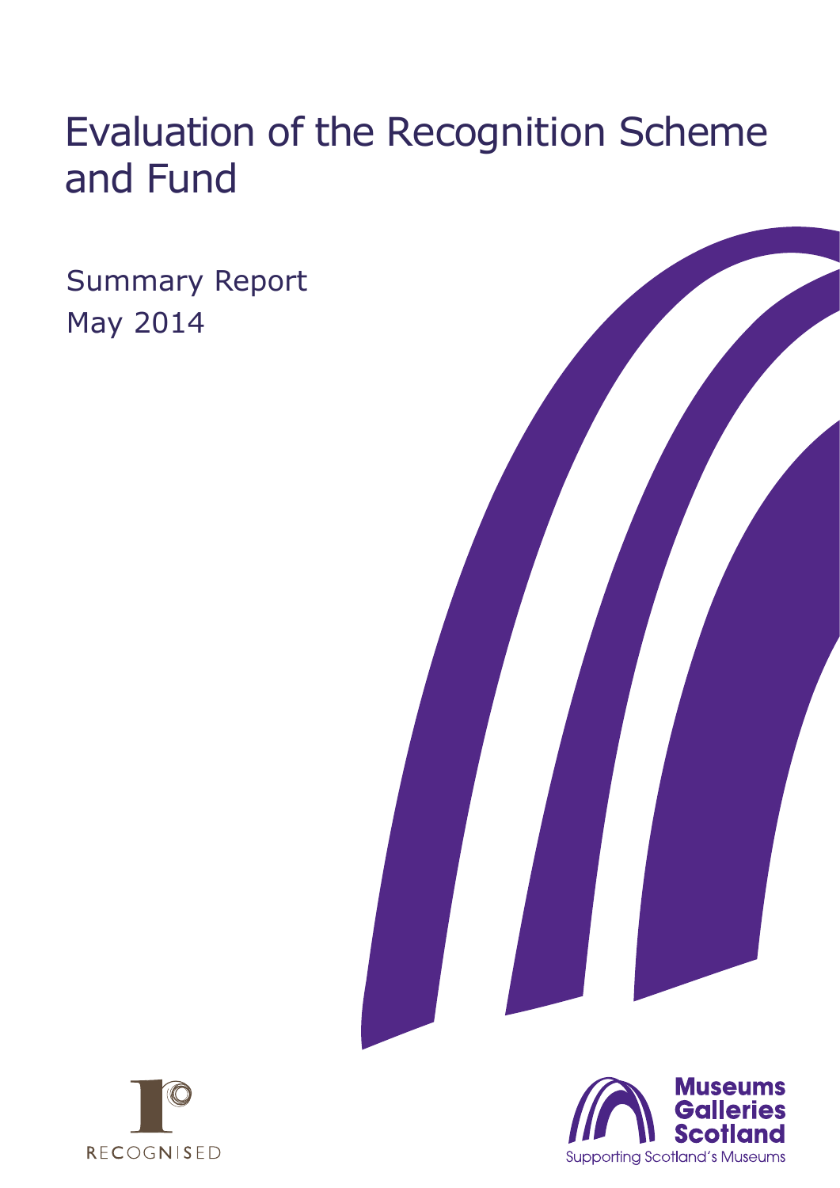# Evaluation of the Recognition Scheme and Fund

Summary Report

May 2014

RECOGNISED

Museums Galleries Scotland

Supporting Scotland's Museums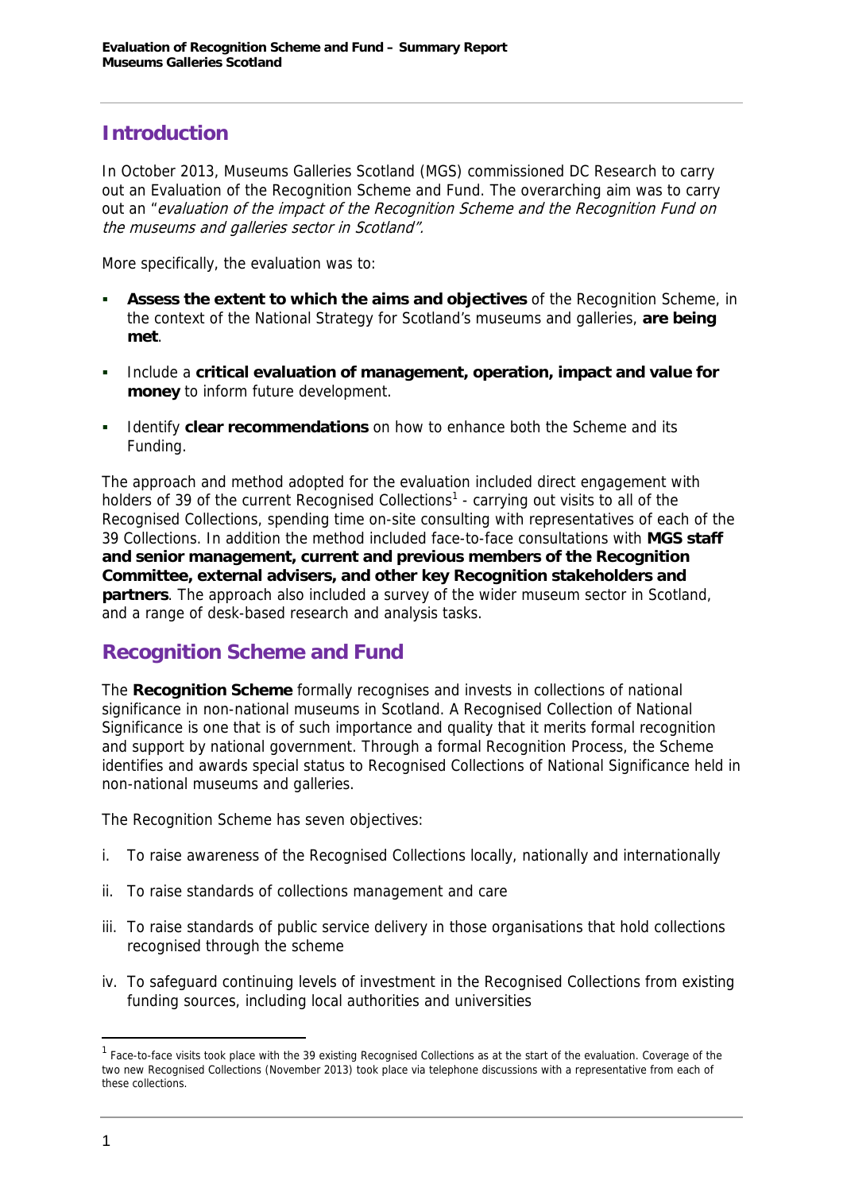## Introduction

In October 2013, Museums Galleries Scotland (MGS) commissioned DC Research to carry out an Evaluation of the Recognition Scheme and Fund. The overarching aim was to carry out an "*evaluation of the impact of the Recognition Scheme and the Recognition Fund on the museums and galleries sector in Scotland*".

More specifically, the evaluation was to:

- **Assess the extent to which the aims and objectives** of the Recognition Scheme, in the context of the National Strategy for Scotland's museums and galleries, **are being met**.
- Include a **critical evaluation of management, operation, impact and value for money** to inform future development.
- Identify **clear recommendations** on how to enhance both the Scheme and its Funding.

The approach and method adopted for the evaluation included direct engagement with holders of 39 of the current Recognised Collections[1] - carrying out visits to all of the Recognised Collections, spending time on-site consulting with representatives of each of the 39 Collections. In addition the method included face-to-face consultations with **MGS staff and senior management, current and previous members of the Recognition Committee, external advisers, and other key Recognition stakeholders and partners**. The approach also included a survey of the wider museum sector in Scotland, and a range of desk-based research and analysis tasks.

## Recognition Scheme and Fund

The **Recognition Scheme** formally recognises and invests in collections of national significance in non-national museums in Scotland. A Recognised Collection of National Significance is one that is of such importance and quality that it merits formal recognition and support by national government. Through a formal Recognition Process, the Scheme identifies and awards special status to Recognised Collections of National Significance held in non-national museums and galleries.

The Recognition Scheme has seven objectives:

i. To raise awareness of the Recognised Collections locally, nationally and internationally

ii. To raise standards of collections management and care

iii. To raise standards of public service delivery in those organisations that hold collections recognised through the scheme

iv. To safeguard continuing levels of investment in the Recognised Collections from existing funding sources, including local authorities and universities

[1] Face-to-face visits took place with the 39 existing Recognised Collections as at the start of the evaluation. Coverage of the two new Recognised Collections (November 2013) took place via telephone discussions with a representative from each of these collections.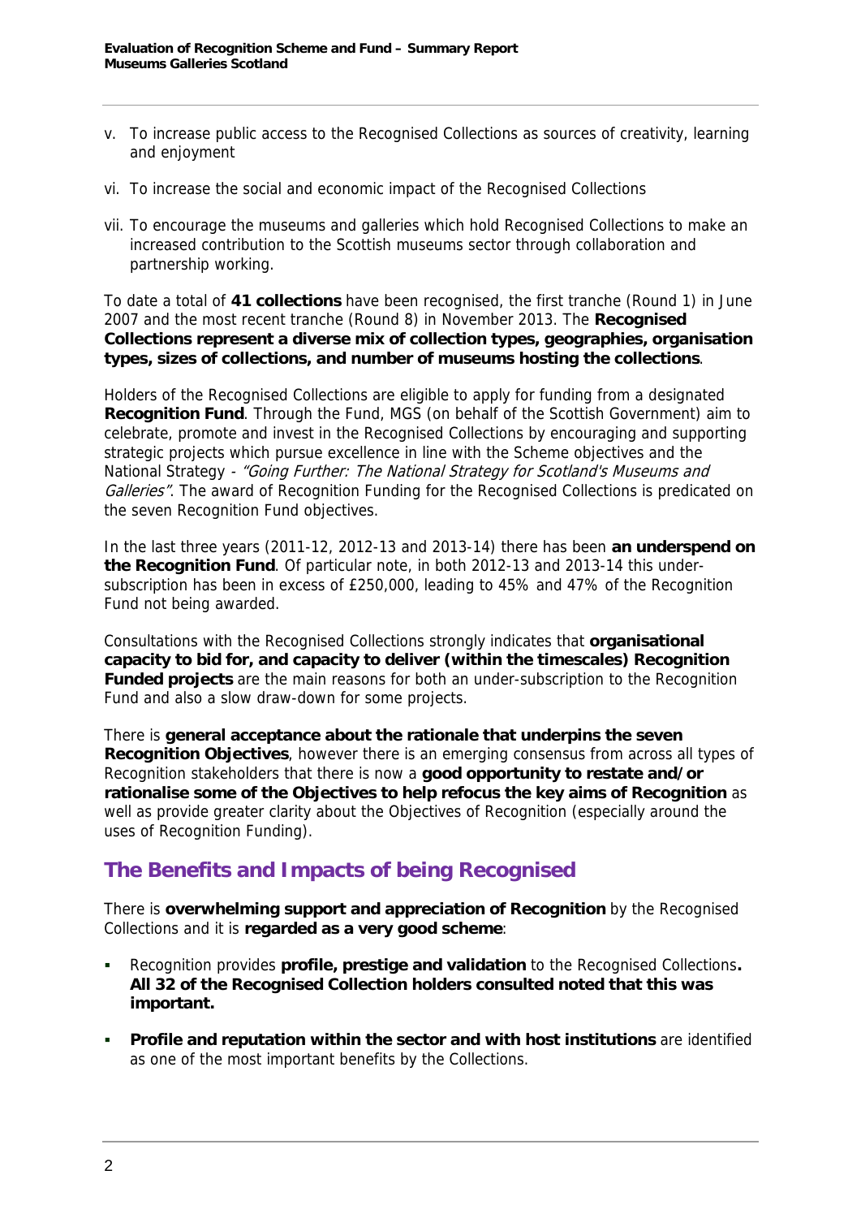v. To increase public access to the Recognised Collections as sources of creativity, learning and enjoyment

vi. To increase the social and economic impact of the Recognised Collections

vii. To encourage the museums and galleries which hold Recognised Collections to make an increased contribution to the Scottish museums sector through collaboration and partnership working.

To date a total of **41 collections** have been recognised, the first tranche (Round 1) in June 2007 and the most recent tranche (Round 8) in November 2013. The **Recognised Collections represent a diverse mix of collection types, geographies, organisation types, sizes of collections, and number of museums hosting the collections**.

Holders of the Recognised Collections are eligible to apply for funding from a designated **Recognition Fund**. Through the Fund, MGS (on behalf of the Scottish Government) aim to celebrate, promote and invest in the Recognised Collections by encouraging and supporting strategic projects which pursue excellence in line with the Scheme objectives and the National Strategy - *"Going Further: The National Strategy for Scotland's Museums and Galleries"*. The award of Recognition Funding for the Recognised Collections is predicated on the seven Recognition Fund objectives.

In the last three years (2011-12, 2012-13 and 2013-14) there has been **an underspend on the Recognition Fund**. Of particular note, in both 2012-13 and 2013-14 this under-subscription has been in excess of £250,000, leading to 45% and 47% of the Recognition Fund not being awarded.

Consultations with the Recognised Collections strongly indicates that **organisational capacity to bid for, and capacity to deliver (within the timescales) Recognition Funded projects** are the main reasons for both an under-subscription to the Recognition Fund and also a slow draw-down for some projects.

There is **general acceptance about the rationale that underpins the seven Recognition Objectives**, however there is an emerging consensus from across all types of Recognition stakeholders that there is now a **good opportunity to restate and/or rationalise some of the Objectives to help refocus the key aims of Recognition** as well as provide greater clarity about the Objectives of Recognition (especially around the uses of Recognition Funding).

## The Benefits and Impacts of being Recognised

There is **overwhelming support and appreciation of Recognition** by the Recognised Collections and it is **regarded as a very good scheme**:

- Recognition provides **profile, prestige and validation** to the Recognised Collections**. All 32 of the Recognised Collection holders consulted noted that this was important.**
- **Profile and reputation within the sector and with host institutions** are identified as one of the most important benefits by the Collections.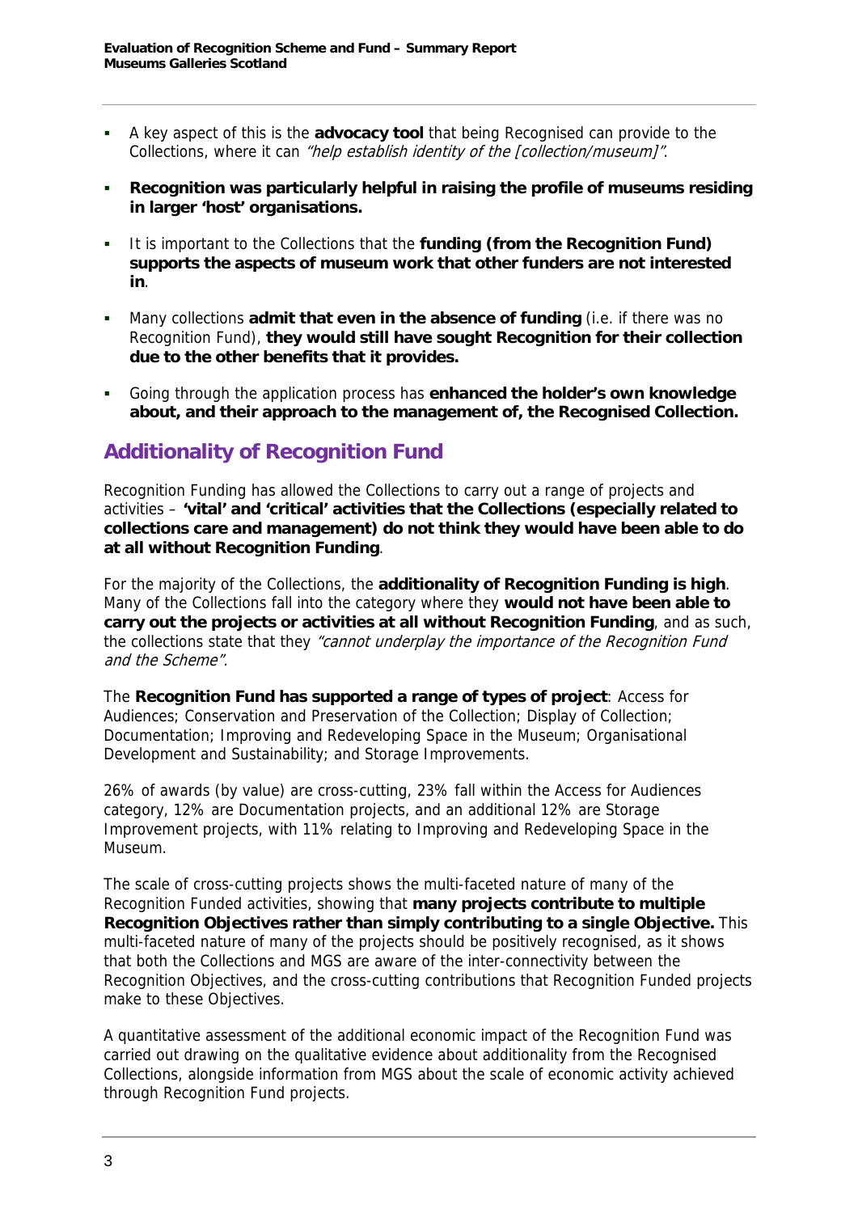- A key aspect of this is the **advocacy tool** that being Recognised can provide to the Collections, where it can *"help establish identity of the [collection/museum]"*.
- **Recognition was particularly helpful in raising the profile of museums residing in larger 'host' organisations.**
- It is important to the Collections that the **funding (from the Recognition Fund) supports the aspects of museum work that other funders are not interested in**.
- Many collections **admit that even in the absence of funding** (i.e. if there was no Recognition Fund), **they would still have sought Recognition for their collection due to the other benefits that it provides.**
- Going through the application process has **enhanced the holder's own knowledge about, and their approach to the management of, the Recognised Collection.**

## Additionality of Recognition Fund

Recognition Funding has allowed the Collections to carry out a range of projects and activities – **'vital' and 'critical' activities that the Collections (especially related to collections care and management) do not think they would have been able to do at all without Recognition Funding**.

For the majority of the Collections, the **additionality of Recognition Funding is high**. Many of the Collections fall into the category where they **would not have been able to carry out the projects or activities at all without Recognition Funding**, and as such, the collections state that they *"cannot underplay the importance of the Recognition Fund and the Scheme"*.

The **Recognition Fund has supported a range of types of project**: Access for Audiences; Conservation and Preservation of the Collection; Display of Collection; Documentation; Improving and Redeveloping Space in the Museum; Organisational Development and Sustainability; and Storage Improvements.

26% of awards (by value) are cross-cutting, 23% fall within the Access for Audiences category, 12% are Documentation projects, and an additional 12% are Storage Improvement projects, with 11% relating to Improving and Redeveloping Space in the Museum.

The scale of cross-cutting projects shows the multi-faceted nature of many of the Recognition Funded activities, showing that **many projects contribute to multiple Recognition Objectives rather than simply contributing to a single Objective.** This multi-faceted nature of many of the projects should be positively recognised, as it shows that both the Collections and MGS are aware of the inter-connectivity between the Recognition Objectives, and the cross-cutting contributions that Recognition Funded projects make to these Objectives.

A quantitative assessment of the additional economic impact of the Recognition Fund was carried out drawing on the qualitative evidence about additionality from the Recognised Collections, alongside information from MGS about the scale of economic activity achieved through Recognition Fund projects.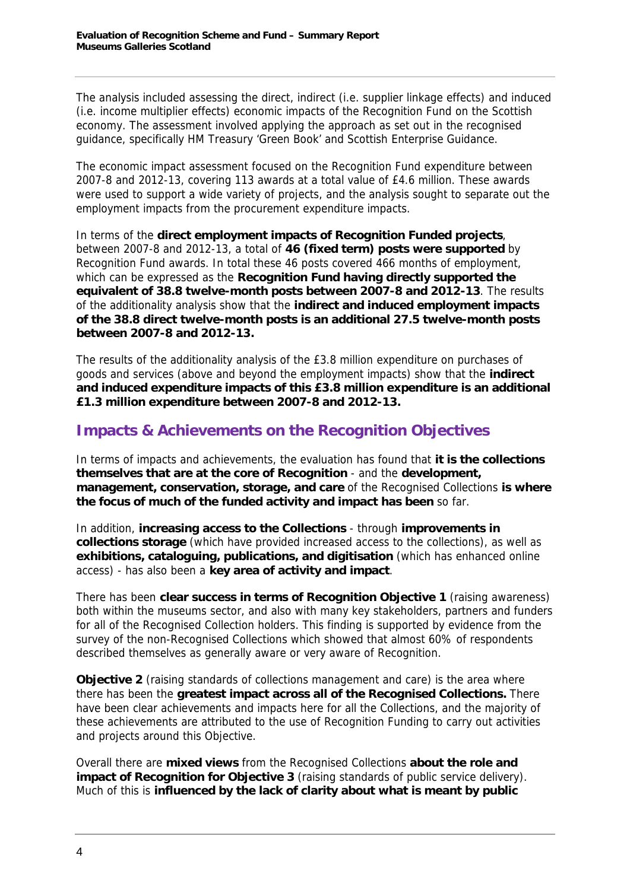The analysis included assessing the direct, indirect (i.e. supplier linkage effects) and induced (i.e. income multiplier effects) economic impacts of the Recognition Fund on the Scottish economy. The assessment involved applying the approach as set out in the recognised guidance, specifically HM Treasury 'Green Book' and Scottish Enterprise Guidance.

The economic impact assessment focused on the Recognition Fund expenditure between 2007-8 and 2012-13, covering 113 awards at a total value of £4.6 million. These awards were used to support a wide variety of projects, and the analysis sought to separate out the employment impacts from the procurement expenditure impacts.

In terms of the **direct employment impacts of Recognition Funded projects**, between 2007-8 and 2012-13, a total of **46 (fixed term) posts were supported** by Recognition Fund awards. In total these 46 posts covered 466 months of employment, which can be expressed as the **Recognition Fund having directly supported the equivalent of 38.8 twelve-month posts between 2007-8 and 2012-13**. The results of the additionality analysis show that the **indirect and induced employment impacts of the 38.8 direct twelve-month posts is an additional 27.5 twelve-month posts between 2007-8 and 2012-13.**

The results of the additionality analysis of the £3.8 million expenditure on purchases of goods and services (above and beyond the employment impacts) show that the **indirect and induced expenditure impacts of this £3.8 million expenditure is an additional £1.3 million expenditure between 2007-8 and 2012-13.**

## Impacts & Achievements on the Recognition Objectives

In terms of impacts and achievements, the evaluation has found that **it is the collections themselves that are at the core of Recognition** - and the **development, management, conservation, storage, and care** of the Recognised Collections **is where the focus of much of the funded activity and impact has been** so far.

In addition, **increasing access to the Collections** - through **improvements in collections storage** (which have provided increased access to the collections), as well as **exhibitions, cataloguing, publications, and digitisation** (which has enhanced online access) - has also been a **key area of activity and impact**.

There has been **clear success in terms of Recognition Objective 1** (raising awareness) both within the museums sector, and also with many key stakeholders, partners and funders for all of the Recognised Collection holders. This finding is supported by evidence from the survey of the non-Recognised Collections which showed that almost 60% of respondents described themselves as generally aware or very aware of Recognition.

**Objective 2** (raising standards of collections management and care) is the area where there has been the **greatest impact across all of the Recognised Collections.** There have been clear achievements and impacts here for all the Collections, and the majority of these achievements are attributed to the use of Recognition Funding to carry out activities and projects around this Objective.

Overall there are **mixed views** from the Recognised Collections **about the role and impact of Recognition for Objective 3** (raising standards of public service delivery). Much of this is **influenced by the lack of clarity about what is meant by public**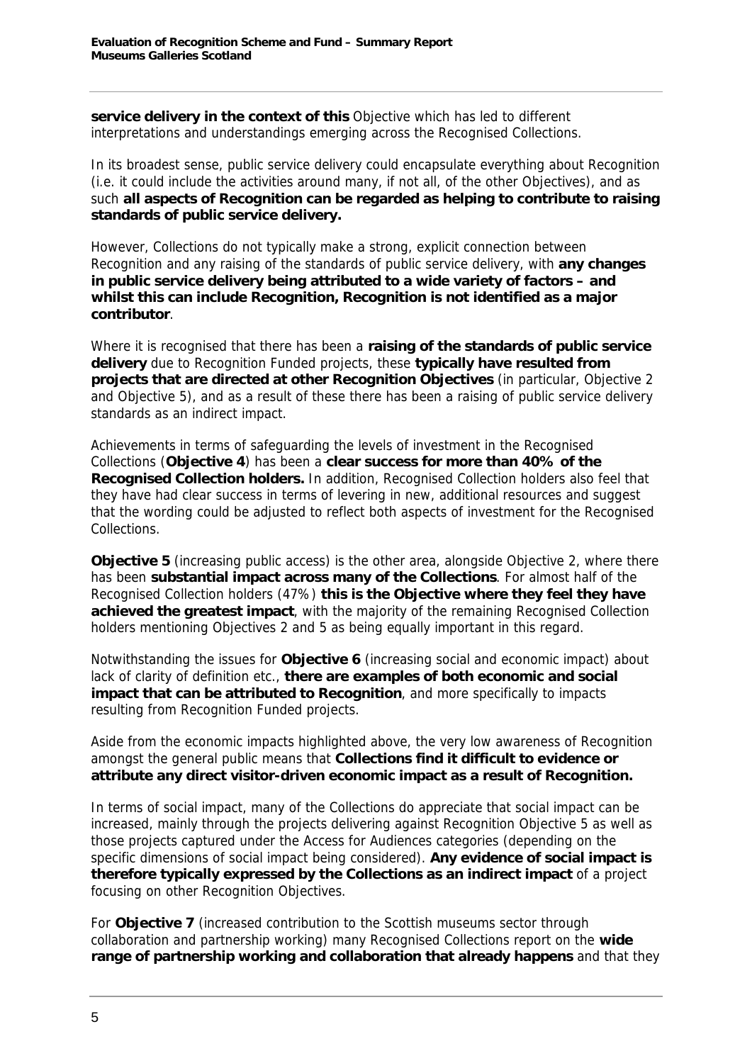**service delivery in the context of this** Objective which has led to different interpretations and understandings emerging across the Recognised Collections.

In its broadest sense, public service delivery could encapsulate everything about Recognition (i.e. it could include the activities around many, if not all, of the other Objectives), and as such **all aspects of Recognition can be regarded as helping to contribute to raising standards of public service delivery.**

However, Collections do not typically make a strong, explicit connection between Recognition and any raising of the standards of public service delivery, with **any changes in public service delivery being attributed to a wide variety of factors – and whilst this can include Recognition, Recognition is not identified as a major contributor**.

Where it is recognised that there has been a **raising of the standards of public service delivery** due to Recognition Funded projects, these **typically have resulted from projects that are directed at other Recognition Objectives** (in particular, Objective 2 and Objective 5), and as a result of these there has been a raising of public service delivery standards as an indirect impact.

Achievements in terms of safeguarding the levels of investment in the Recognised Collections (**Objective 4**) has been a **clear success for more than 40% of the Recognised Collection holders.** In addition, Recognised Collection holders also feel that they have had clear success in terms of levering in new, additional resources and suggest that the wording could be adjusted to reflect both aspects of investment for the Recognised Collections.

**Objective 5** (increasing public access) is the other area, alongside Objective 2, where there has been **substantial impact across many of the Collections**. For almost half of the Recognised Collection holders (47%) **this is the Objective where they feel they have achieved the greatest impact**, with the majority of the remaining Recognised Collection holders mentioning Objectives 2 and 5 as being equally important in this regard.

Notwithstanding the issues for **Objective 6** (increasing social and economic impact) about lack of clarity of definition etc., **there are examples of both economic and social impact that can be attributed to Recognition**, and more specifically to impacts resulting from Recognition Funded projects.

Aside from the economic impacts highlighted above, the very low awareness of Recognition amongst the general public means that **Collections find it difficult to evidence or attribute any direct visitor-driven economic impact as a result of Recognition.**

In terms of social impact, many of the Collections do appreciate that social impact can be increased, mainly through the projects delivering against Recognition Objective 5 as well as those projects captured under the Access for Audiences categories (depending on the specific dimensions of social impact being considered). **Any evidence of social impact is therefore typically expressed by the Collections as an indirect impact** of a project focusing on other Recognition Objectives.

For **Objective 7** (increased contribution to the Scottish museums sector through collaboration and partnership working) many Recognised Collections report on the **wide range of partnership working and collaboration that already happens** and that they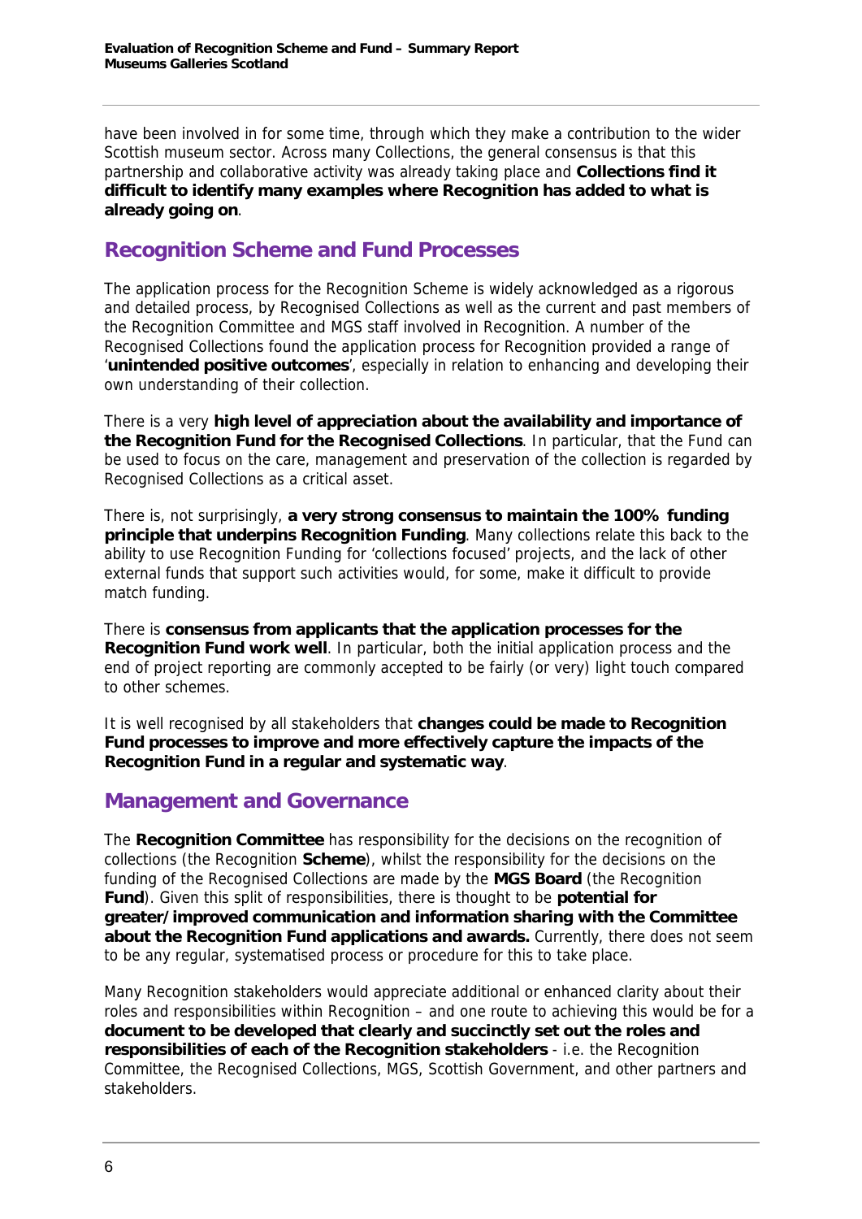have been involved in for some time, through which they make a contribution to the wider Scottish museum sector. Across many Collections, the general consensus is that this partnership and collaborative activity was already taking place and **Collections find it difficult to identify many examples where Recognition has added to what is already going on**.

## Recognition Scheme and Fund Processes

The application process for the Recognition Scheme is widely acknowledged as a rigorous and detailed process, by Recognised Collections as well as the current and past members of the Recognition Committee and MGS staff involved in Recognition. A number of the Recognised Collections found the application process for Recognition provided a range of '**unintended positive outcomes**', especially in relation to enhancing and developing their own understanding of their collection.

There is a very **high level of appreciation about the availability and importance of the Recognition Fund for the Recognised Collections**. In particular, that the Fund can be used to focus on the care, management and preservation of the collection is regarded by Recognised Collections as a critical asset.

There is, not surprisingly, **a very strong consensus to maintain the 100% funding principle that underpins Recognition Funding**. Many collections relate this back to the ability to use Recognition Funding for 'collections focused' projects, and the lack of other external funds that support such activities would, for some, make it difficult to provide match funding.

There is **consensus from applicants that the application processes for the Recognition Fund work well**. In particular, both the initial application process and the end of project reporting are commonly accepted to be fairly (or very) light touch compared to other schemes.

It is well recognised by all stakeholders that **changes could be made to Recognition Fund processes to improve and more effectively capture the impacts of the Recognition Fund in a regular and systematic way**.

## Management and Governance

The **Recognition Committee** has responsibility for the decisions on the recognition of collections (the Recognition **Scheme**), whilst the responsibility for the decisions on the funding of the Recognised Collections are made by the **MGS Board** (the Recognition **Fund**). Given this split of responsibilities, there is thought to be **potential for greater/improved communication and information sharing with the Committee about the Recognition Fund applications and awards.** Currently, there does not seem to be any regular, systematised process or procedure for this to take place.

Many Recognition stakeholders would appreciate additional or enhanced clarity about their roles and responsibilities within Recognition – and one route to achieving this would be for a **document to be developed that clearly and succinctly set out the roles and responsibilities of each of the Recognition stakeholders** - i.e. the Recognition Committee, the Recognised Collections, MGS, Scottish Government, and other partners and stakeholders.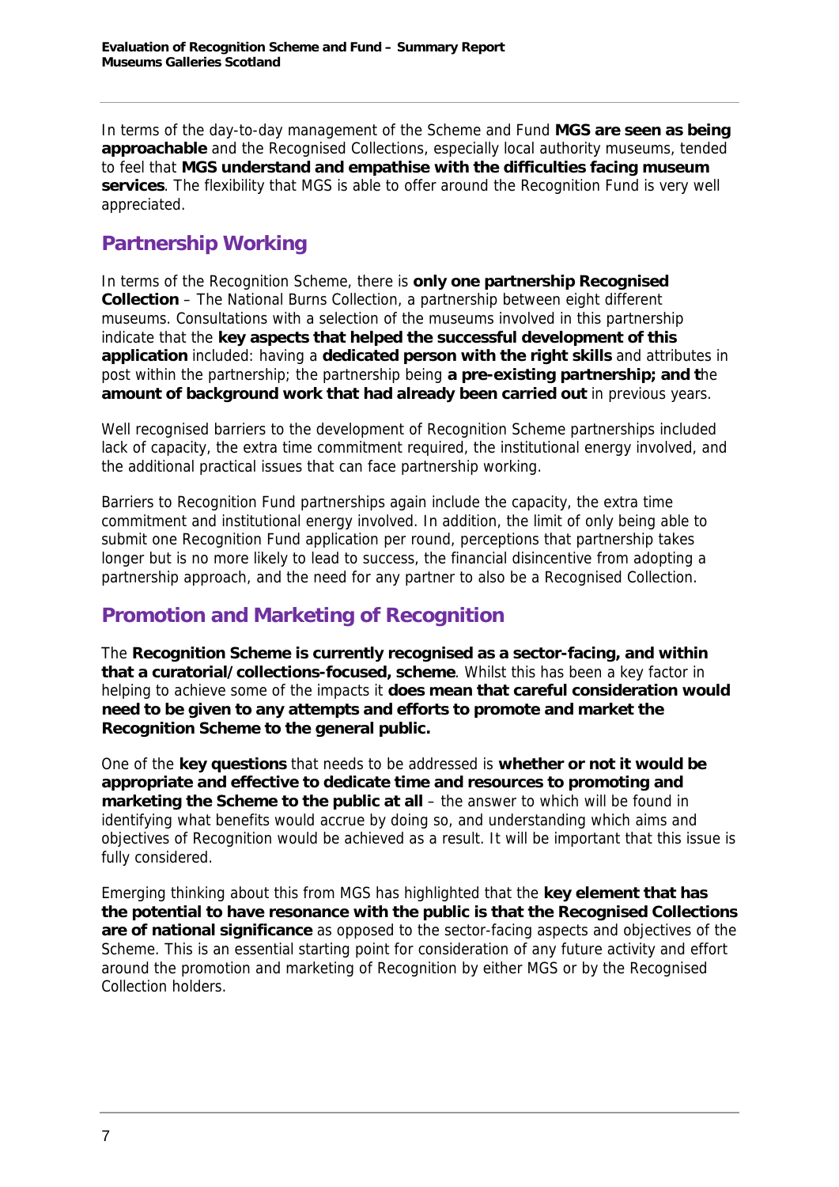In terms of the day-to-day management of the Scheme and Fund **MGS are seen as being approachable** and the Recognised Collections, especially local authority museums, tended to feel that **MGS understand and empathise with the difficulties facing museum services**. The flexibility that MGS is able to offer around the Recognition Fund is very well appreciated.

## Partnership Working

In terms of the Recognition Scheme, there is **only one partnership Recognised Collection** – The National Burns Collection, a partnership between eight different museums. Consultations with a selection of the museums involved in this partnership indicate that the **key aspects that helped the successful development of this application** included: having a **dedicated person with the right skills** and attributes in post within the partnership; the partnership being **a pre-existing partnership; and the amount of background work that had already been carried out** in previous years.

Well recognised barriers to the development of Recognition Scheme partnerships included lack of capacity, the extra time commitment required, the institutional energy involved, and the additional practical issues that can face partnership working.

Barriers to Recognition Fund partnerships again include the capacity, the extra time commitment and institutional energy involved. In addition, the limit of only being able to submit one Recognition Fund application per round, perceptions that partnership takes longer but is no more likely to lead to success, the financial disincentive from adopting a partnership approach, and the need for any partner to also be a Recognised Collection.

## Promotion and Marketing of Recognition

The **Recognition Scheme is currently recognised as a sector-facing, and within that a curatorial/collections-focused, scheme**. Whilst this has been a key factor in helping to achieve some of the impacts it **does mean that careful consideration would need to be given to any attempts and efforts to promote and market the Recognition Scheme to the general public.**

One of the **key questions** that needs to be addressed is **whether or not it would be appropriate and effective to dedicate time and resources to promoting and marketing the Scheme to the public at all** – the answer to which will be found in identifying what benefits would accrue by doing so, and understanding which aims and objectives of Recognition would be achieved as a result. It will be important that this issue is fully considered.

Emerging thinking about this from MGS has highlighted that the **key element that has the potential to have resonance with the public is that the Recognised Collections are of national significance** as opposed to the sector-facing aspects and objectives of the Scheme. This is an essential starting point for consideration of any future activity and effort around the promotion and marketing of Recognition by either MGS or by the Recognised Collection holders.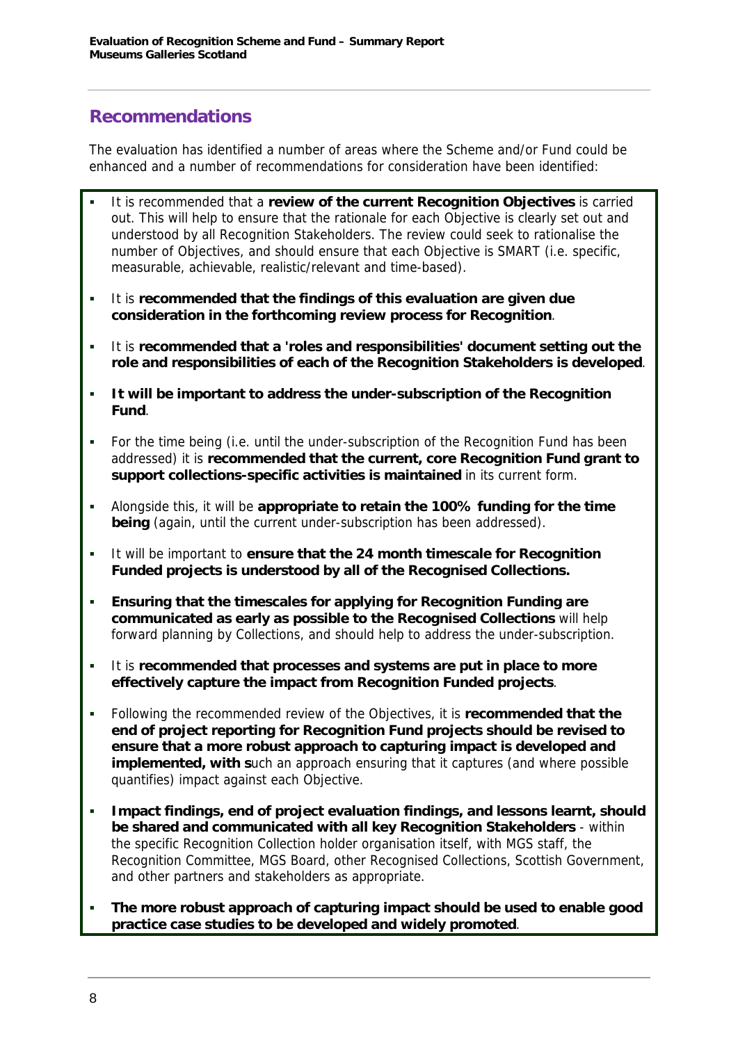## Recommendations

The evaluation has identified a number of areas where the Scheme and/or Fund could be enhanced and a number of recommendations for consideration have been identified:

- It is recommended that a **review of the current Recognition Objectives** is carried out. This will help to ensure that the rationale for each Objective is clearly set out and understood by all Recognition Stakeholders. The review could seek to rationalise the number of Objectives, and should ensure that each Objective is SMART (i.e. specific, measurable, achievable, realistic/relevant and time-based).
- It is **recommended that the findings of this evaluation are given due consideration in the forthcoming review process for Recognition**.
- It is **recommended that a 'roles and responsibilities' document setting out the role and responsibilities of each of the Recognition Stakeholders is developed**.
- **It will be important to address the under-subscription of the Recognition Fund**.
- For the time being (i.e. until the under-subscription of the Recognition Fund has been addressed) it is **recommended that the current, core Recognition Fund grant to support collections-specific activities is maintained** in its current form.
- Alongside this, it will be **appropriate to retain the 100% funding for the time being** (again, until the current under-subscription has been addressed).
- It will be important to **ensure that the 24 month timescale for Recognition Funded projects is understood by all of the Recognised Collections.**
- **Ensuring that the timescales for applying for Recognition Funding are communicated as early as possible to the Recognised Collections** will help forward planning by Collections, and should help to address the under-subscription.
- It is **recommended that processes and systems are put in place to more effectively capture the impact from Recognition Funded projects**.
- Following the recommended review of the Objectives, it is **recommended that the end of project reporting for Recognition Fund projects should be revised to ensure that a more robust approach to capturing impact is developed and implemented, with s**uch an approach ensuring that it captures (and where possible quantifies) impact against each Objective.
- **Impact findings, end of project evaluation findings, and lessons learnt, should be shared and communicated with all key Recognition Stakeholders** - within the specific Recognition Collection holder organisation itself, with MGS staff, the Recognition Committee, MGS Board, other Recognised Collections, Scottish Government, and other partners and stakeholders as appropriate.
- **The more robust approach of capturing impact should be used to enable good practice case studies to be developed and widely promoted**.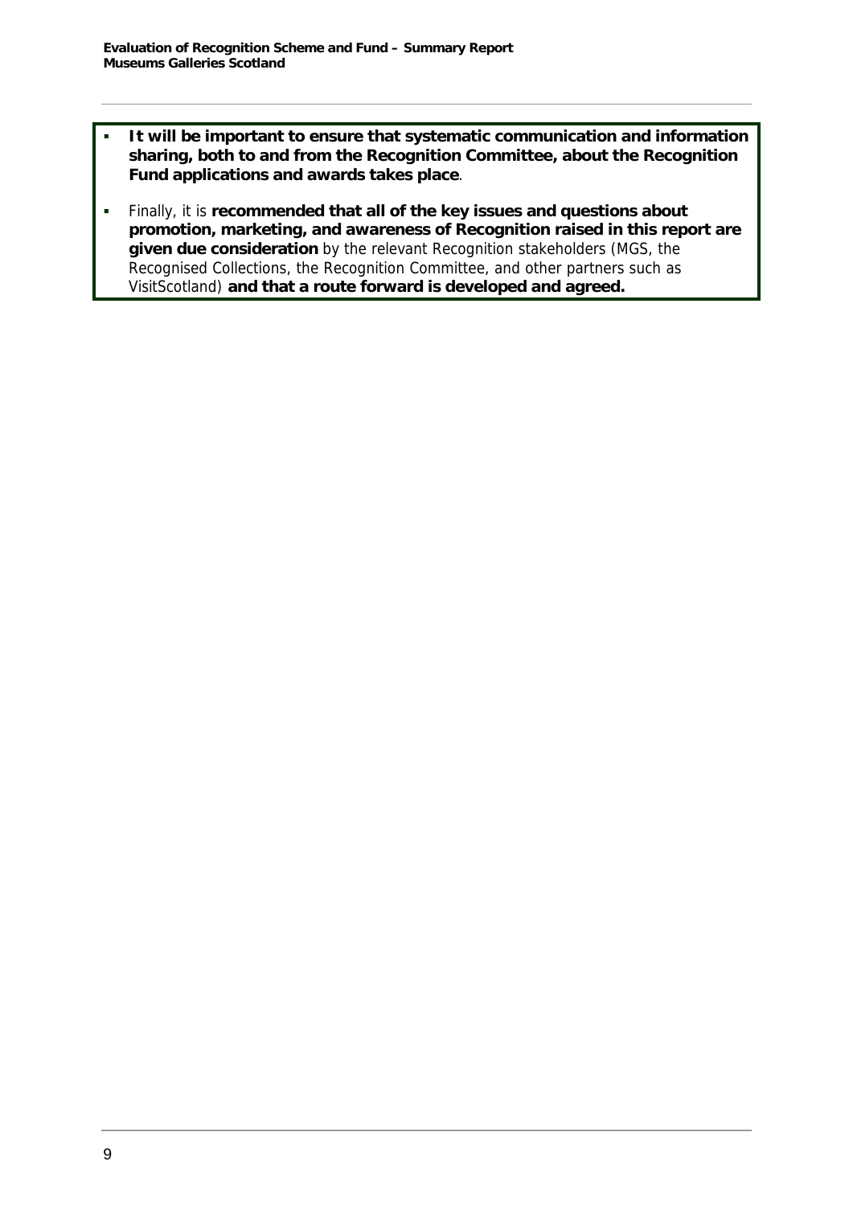- **It will be important to ensure that systematic communication and information sharing, both to and from the Recognition Committee, about the Recognition Fund applications and awards takes place**.
- Finally, it is **recommended that all of the key issues and questions about promotion, marketing, and awareness of Recognition raised in this report are given due consideration** by the relevant Recognition stakeholders (MGS, the Recognised Collections, the Recognition Committee, and other partners such as VisitScotland) **and that a route forward is developed and agreed.**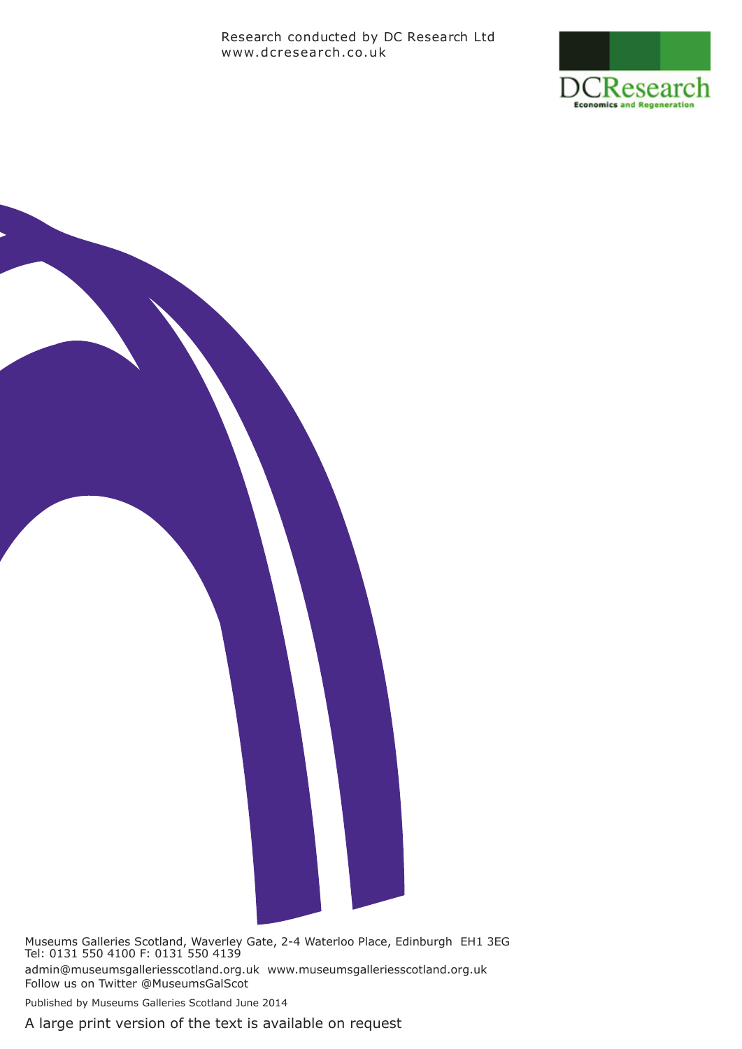Research conducted by DC Research Ltd
www.dcresearch.co.uk

DCResearch
Economics and Regeneration

Museums Galleries Scotland, Waverley Gate, 2-4 Waterloo Place, Edinburgh EH1 3EG
Tel: 0131 550 4100 F: 0131 550 4139

admin@museumsgalleriesscotland.org.uk www.museumsgalleriesscotland.org.uk
Follow us on Twitter @MuseumsGalScot

Published by Museums Galleries Scotland June 2014

A large print version of the text is available on request